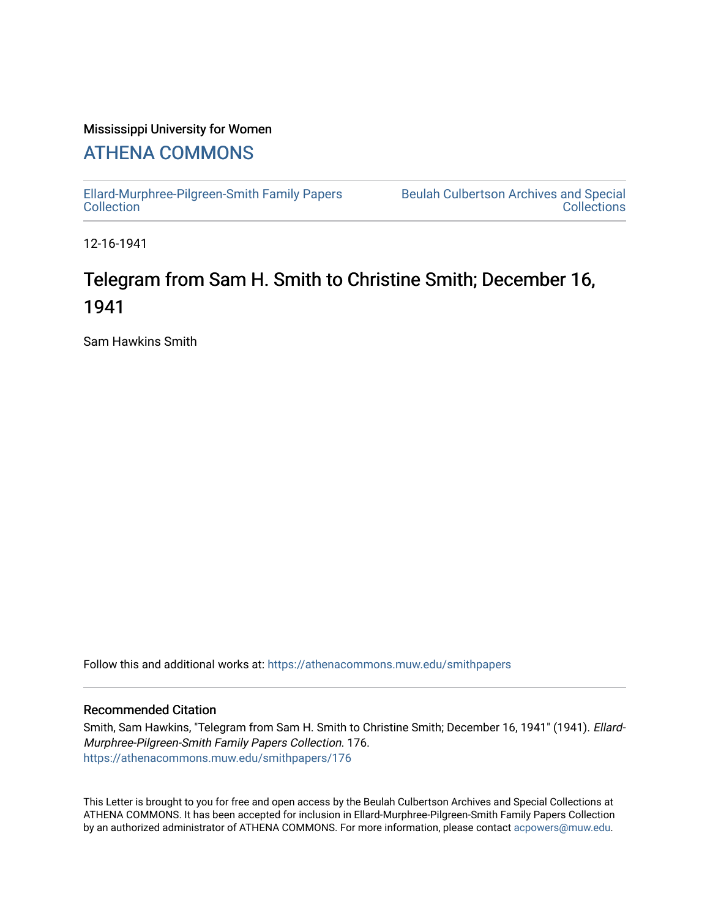Mississippi University for Women

## ATHENA COMMONS

Ellard-Murphree-Pilgreen-Smith Family Papers Collection

Beulah Culbertson Archives and Special Collections

12-16-1941

# Telegram from Sam H. Smith to Christine Smith; December 16, 1941

Sam Hawkins Smith

Follow this and additional works at: https://athenacommons.muw.edu/smithpapers

### Recommended Citation

Smith, Sam Hawkins, "Telegram from Sam H. Smith to Christine Smith; December 16, 1941" (1941). *Ellard-Murphree-Pilgreen-Smith Family Papers Collection*. 176.
https://athenacommons.muw.edu/smithpapers/176

This Letter is brought to you for free and open access by the Beulah Culbertson Archives and Special Collections at ATHENA COMMONS. It has been accepted for inclusion in Ellard-Murphree-Pilgreen-Smith Family Papers Collection by an authorized administrator of ATHENA COMMONS. For more information, please contact acpowers@muw.edu.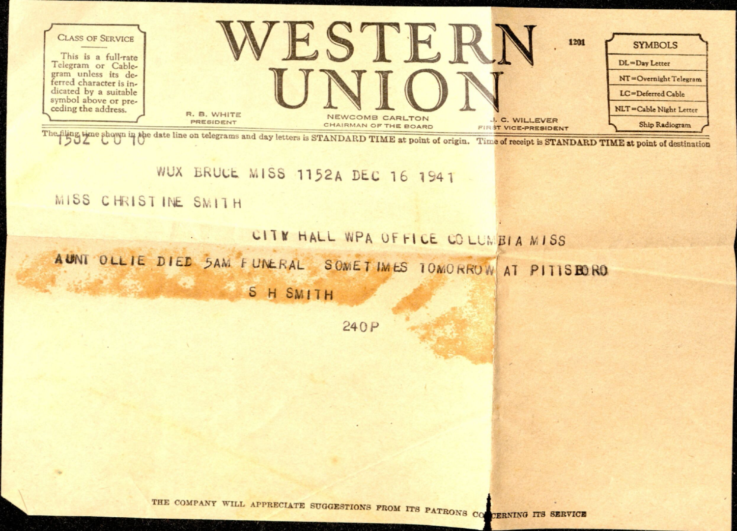# WESTERN UNION

**CLASS OF SERVICE**

This is a full-rate Telegram or Cablegram unless its deferred character is indicated by a suitable symbol above or preceding the address.

R. B. WHITE
PRESIDENT

NEWCOMB CARLTON
CHAIRMAN OF THE BOARD

J. C. WILLEVER
FIRST VICE-PRESIDENT

1201

**SYMBOLS**

| SYMBOLS |
| --- |
| DL=Day Letter |
| NT=Overnight Telegram |
| LC=Deferred Cable |
| NLT=Cable Night Letter |
| Ship Radiogram |

The filing time shown in the date line on telegrams and day letters is STANDARD TIME at point of origin. Time of receipt is STANDARD TIME at point of destination

1532 CO 10

WUX BRUCE MISS 1152A DEC 16 1941

MISS CHRISTINE SMITH

CITY HALL WPA OFFICE COLUMBIA MISS

AUNT OLLIE DIED 5AM FUNERAL SOMETIMES TOMORROW AT PITTSBORO

S H SMITH

240P

THE COMPANY WILL APPRECIATE SUGGESTIONS FROM ITS PATRONS CONCERNING ITS SERVICE